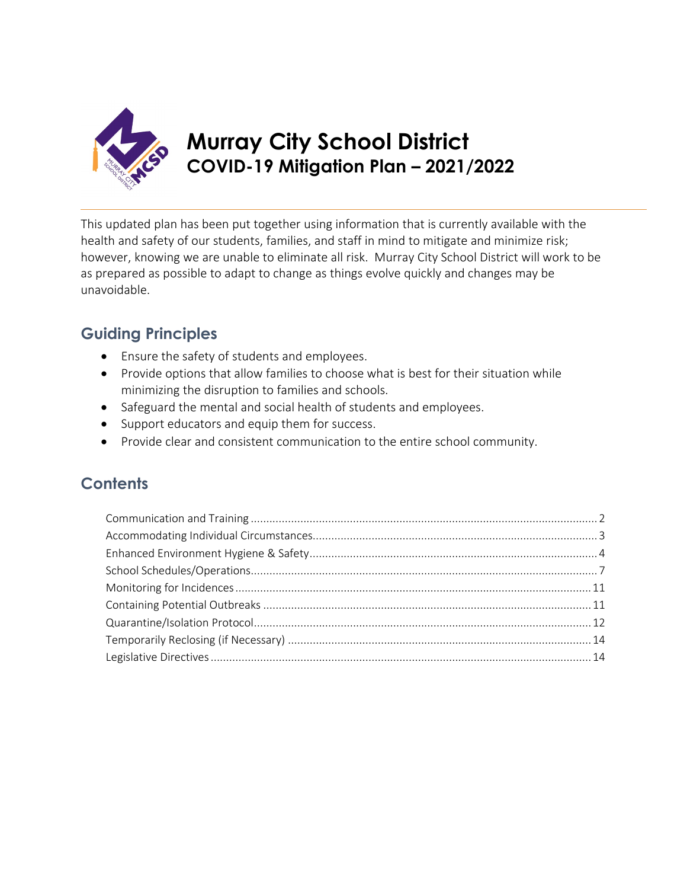# Murray City School District

## COVID-19 Mitigation Plan – 2021/2022

This updated plan has been put together using information that is currently available with the health and safety of our students, families, and staff in mind to mitigate and minimize risk; however, knowing we are unable to eliminate all risk. Murray City School District will work to be as prepared as possible to adapt to change as things evolve quickly and changes may be unavoidable.

## Guiding Principles

- Ensure the safety of students and employees.
- Provide options that allow families to choose what is best for their situation while minimizing the disruption to families and schools.
- Safeguard the mental and social health of students and employees.
- Support educators and equip them for success.
- Provide clear and consistent communication to the entire school community.

## Contents

- Communication and Training ..... 2
- Accommodating Individual Circumstances ..... 3
- Enhanced Environment Hygiene & Safety ..... 4
- School Schedules/Operations ..... 7
- Monitoring for Incidences ..... 11
- Containing Potential Outbreaks ..... 11
- Quarantine/Isolation Protocol ..... 12
- Temporarily Reclosing (if Necessary) ..... 14
- Legislative Directives ..... 14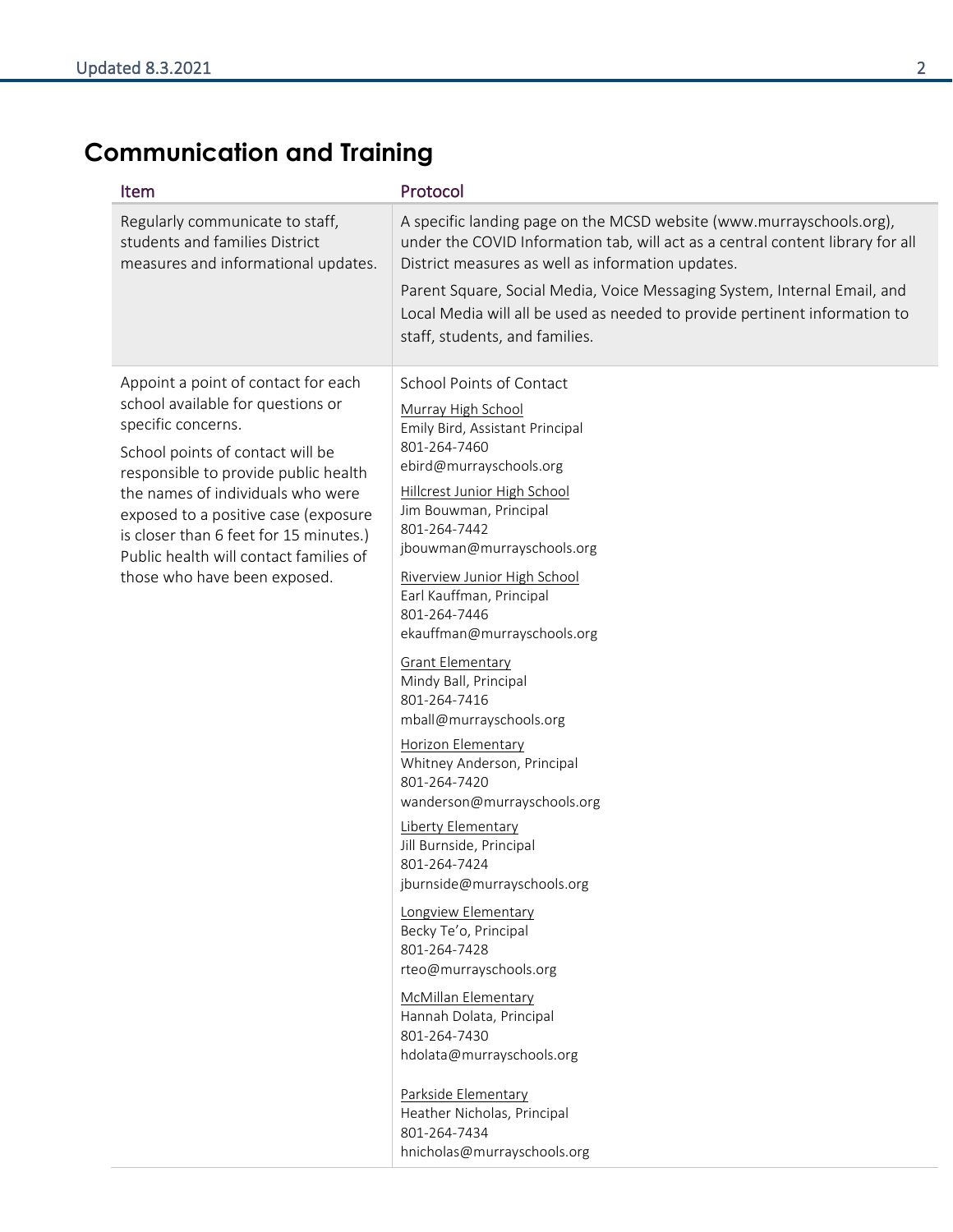## Communication and Training

| Item | Protocol |
|---|---|
| Regularly communicate to staff, students and families District measures and informational updates. | A specific landing page on the MCSD website (www.murrayschools.org), under the COVID Information tab, will act as a central content library for all District measures as well as information updates.<br><br>Parent Square, Social Media, Voice Messaging System, Internal Email, and Local Media will all be used as needed to provide pertinent information to staff, students, and families. |
| Appoint a point of contact for each school available for questions or specific concerns.<br><br>School points of contact will be responsible to provide public health the names of individuals who were exposed to a positive case (exposure is closer than 6 feet for 15 minutes.) Public health will contact families of those who have been exposed. | School Points of Contact<br><br>Murray High School<br>Emily Bird, Assistant Principal<br>801-264-7460<br>ebird@murrayschools.org<br><br>Hillcrest Junior High School<br>Jim Bouwman, Principal<br>801-264-7442<br>jbouwman@murrayschools.org<br><br>Riverview Junior High School<br>Earl Kauffman, Principal<br>801-264-7446<br>ekauffman@murrayschools.org<br><br>Grant Elementary<br>Mindy Ball, Principal<br>801-264-7416<br>mball@murrayschools.org<br><br>Horizon Elementary<br>Whitney Anderson, Principal<br>801-264-7420<br>wanderson@murrayschools.org<br><br>Liberty Elementary<br>Jill Burnside, Principal<br>801-264-7424<br>jburnside@murrayschools.org<br><br>Longview Elementary<br>Becky Te'o, Principal<br>801-264-7428<br>rteo@murrayschools.org<br><br>McMillan Elementary<br>Hannah Dolata, Principal<br>801-264-7430<br>hdolata@murrayschools.org<br><br>Parkside Elementary<br>Heather Nicholas, Principal<br>801-264-7434<br>hnicholas@murrayschools.org |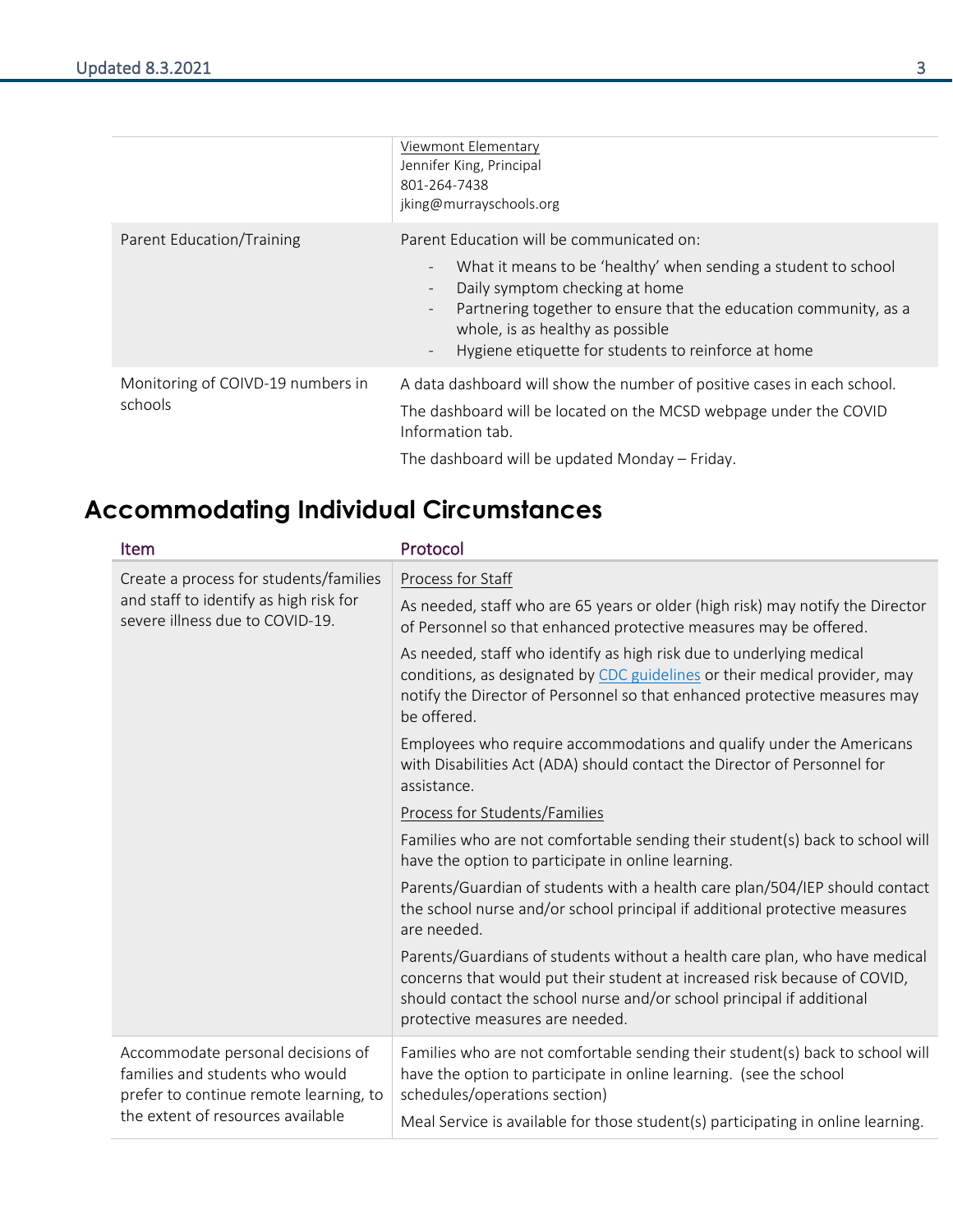| | |
|---|---|
| | <u>Viewmont Elementary</u><br>Jennifer King, Principal<br>801-264-7438<br>jking@murrayschools.org |
| Parent Education/Training | Parent Education will be communicated on:<br>- What it means to be 'healthy' when sending a student to school<br>- Daily symptom checking at home<br>- Partnering together to ensure that the education community, as a whole, is as healthy as possible<br>- Hygiene etiquette for students to reinforce at home |
| Monitoring of COIVD-19 numbers in schools | A data dashboard will show the number of positive cases in each school.<br>The dashboard will be located on the MCSD webpage under the COVID Information tab.<br>The dashboard will be updated Monday – Friday. |

## Accommodating Individual Circumstances

| Item | Protocol |
|---|---|
| Create a process for students/families and staff to identify as high risk for severe illness due to COVID-19. | <u>Process for Staff</u><br>As needed, staff who are 65 years or older (high risk) may notify the Director of Personnel so that enhanced protective measures may be offered.<br>As needed, staff who identify as high risk due to underlying medical conditions, as designated by [CDC guidelines]() or their medical provider, may notify the Director of Personnel so that enhanced protective measures may be offered.<br>Employees who require accommodations and qualify under the Americans with Disabilities Act (ADA) should contact the Director of Personnel for assistance.<br><u>Process for Students/Families</u><br>Families who are not comfortable sending their student(s) back to school will have the option to participate in online learning.<br>Parents/Guardian of students with a health care plan/504/IEP should contact the school nurse and/or school principal if additional protective measures are needed.<br>Parents/Guardians of students without a health care plan, who have medical concerns that would put their student at increased risk because of COVID, should contact the school nurse and/or school principal if additional protective measures are needed. |
| Accommodate personal decisions of families and students who would prefer to continue remote learning, to the extent of resources available | Families who are not comfortable sending their student(s) back to school will have the option to participate in online learning. (see the school schedules/operations section)<br>Meal Service is available for those student(s) participating in online learning. |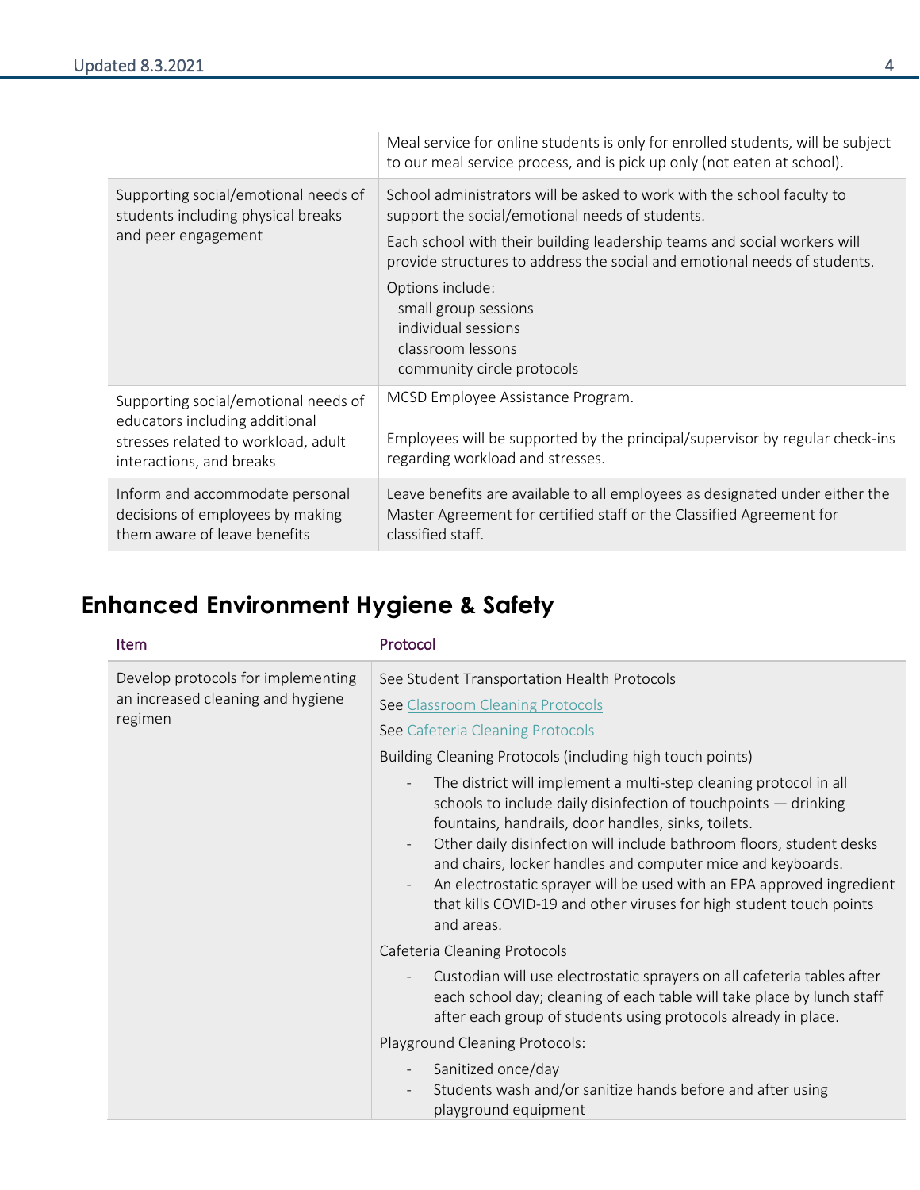| | |
|---|---|
| | Meal service for online students is only for enrolled students, will be subject to our meal service process, and is pick up only (not eaten at school). |
| Supporting social/emotional needs of students including physical breaks and peer engagement | School administrators will be asked to work with the school faculty to support the social/emotional needs of students.<br><br>Each school with their building leadership teams and social workers will provide structures to address the social and emotional needs of students.<br><br>Options include:<br>small group sessions<br>individual sessions<br>classroom lessons<br>community circle protocols |
| Supporting social/emotional needs of educators including additional stresses related to workload, adult interactions, and breaks | MCSD Employee Assistance Program.<br><br>Employees will be supported by the principal/supervisor by regular check-ins regarding workload and stresses. |
| Inform and accommodate personal decisions of employees by making them aware of leave benefits | Leave benefits are available to all employees as designated under either the Master Agreement for certified staff or the Classified Agreement for classified staff. |

## Enhanced Environment Hygiene & Safety

| Item | Protocol |
|---|---|
| Develop protocols for implementing an increased cleaning and hygiene regimen | See Student Transportation Health Protocols<br><br>See Classroom Cleaning Protocols<br><br>See Cafeteria Cleaning Protocols<br><br>Building Cleaning Protocols (including high touch points)<br>- The district will implement a multi-step cleaning protocol in all schools to include daily disinfection of touchpoints — drinking fountains, handrails, door handles, sinks, toilets.<br>- Other daily disinfection will include bathroom floors, student desks and chairs, locker handles and computer mice and keyboards.<br>- An electrostatic sprayer will be used with an EPA approved ingredient that kills COVID-19 and other viruses for high student touch points and areas.<br><br>Cafeteria Cleaning Protocols<br>- Custodian will use electrostatic sprayers on all cafeteria tables after each school day; cleaning of each table will take place by lunch staff after each group of students using protocols already in place.<br><br>Playground Cleaning Protocols:<br>- Sanitized once/day<br>- Students wash and/or sanitize hands before and after using playground equipment |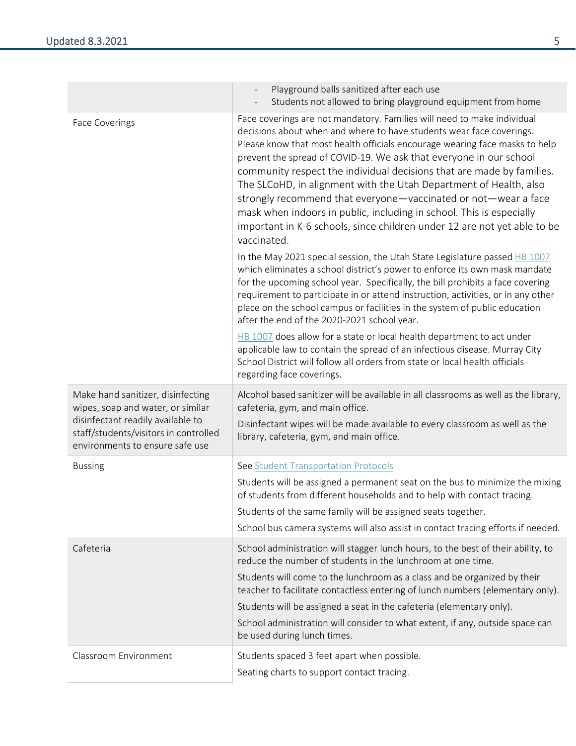| | |
|---|---|
| | - Playground balls sanitized after each use<br>- Students not allowed to bring playground equipment from home |
| Face Coverings | Face coverings are not mandatory. Families will need to make individual decisions about when and where to have students wear face coverings. Please know that most health officials encourage wearing face masks to help prevent the spread of COVID-19. We ask that everyone in our school community respect the individual decisions that are made by families. The SLCoHD, in alignment with the Utah Department of Health, also strongly recommend that everyone—vaccinated or not—wear a face mask when indoors in public, including in school. This is especially important in K-6 schools, since children under 12 are not yet able to be vaccinated.<br><br>In the May 2021 special session, the Utah State Legislature passed HB 1007 which eliminates a school district's power to enforce its own mask mandate for the upcoming school year. Specifically, the bill prohibits a face covering requirement to participate in or attend instruction, activities, or in any other place on the school campus or facilities in the system of public education after the end of the 2020-2021 school year.<br><br>HB 1007 does allow for a state or local health department to act under applicable law to contain the spread of an infectious disease. Murray City School District will follow all orders from state or local health officials regarding face coverings. |
| Make hand sanitizer, disinfecting wipes, soap and water, or similar disinfectant readily available to staff/students/visitors in controlled environments to ensure safe use | Alcohol based sanitizer will be available in all classrooms as well as the library, cafeteria, gym, and main office.<br><br>Disinfectant wipes will be made available to every classroom as well as the library, cafeteria, gym, and main office. |
| Bussing | See Student Transportation Protocols<br><br>Students will be assigned a permanent seat on the bus to minimize the mixing of students from different households and to help with contact tracing.<br><br>Students of the same family will be assigned seats together.<br><br>School bus camera systems will also assist in contact tracing efforts if needed. |
| Cafeteria | School administration will stagger lunch hours, to the best of their ability, to reduce the number of students in the lunchroom at one time.<br><br>Students will come to the lunchroom as a class and be organized by their teacher to facilitate contactless entering of lunch numbers (elementary only).<br><br>Students will be assigned a seat in the cafeteria (elementary only).<br><br>School administration will consider to what extent, if any, outside space can be used during lunch times. |
| Classroom Environment | Students spaced 3 feet apart when possible.<br><br>Seating charts to support contact tracing. |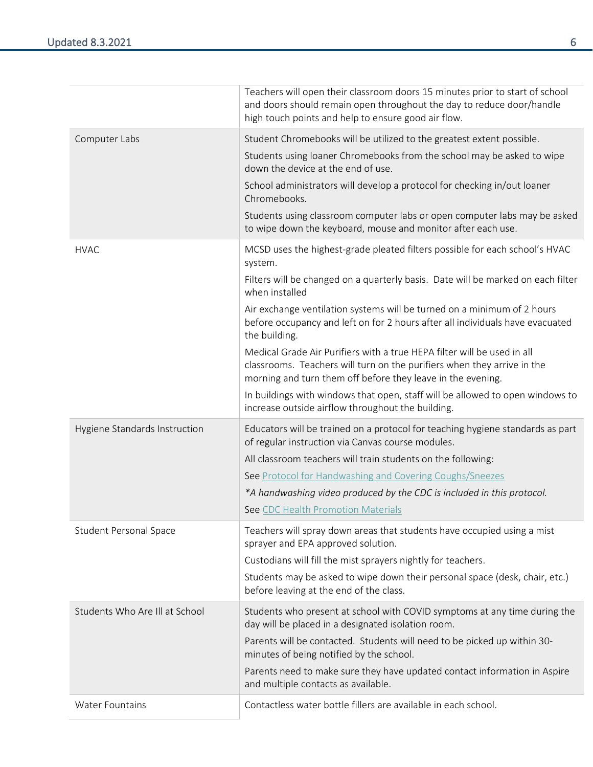| | |
|---|---|
| | Teachers will open their classroom doors 15 minutes prior to start of school and doors should remain open throughout the day to reduce door/handle high touch points and help to ensure good air flow. |
| Computer Labs | Student Chromebooks will be utilized to the greatest extent possible.<br><br>Students using loaner Chromebooks from the school may be asked to wipe down the device at the end of use.<br><br>School administrators will develop a protocol for checking in/out loaner Chromebooks.<br><br>Students using classroom computer labs or open computer labs may be asked to wipe down the keyboard, mouse and monitor after each use. |
| HVAC | MCSD uses the highest-grade pleated filters possible for each school's HVAC system.<br><br>Filters will be changed on a quarterly basis. Date will be marked on each filter when installed<br><br>Air exchange ventilation systems will be turned on a minimum of 2 hours before occupancy and left on for 2 hours after all individuals have evacuated the building.<br><br>Medical Grade Air Purifiers with a true HEPA filter will be used in all classrooms. Teachers will turn on the purifiers when they arrive in the morning and turn them off before they leave in the evening.<br><br>In buildings with windows that open, staff will be allowed to open windows to increase outside airflow throughout the building. |
| Hygiene Standards Instruction | Educators will be trained on a protocol for teaching hygiene standards as part of regular instruction via Canvas course modules.<br><br>All classroom teachers will train students on the following:<br><br>See Protocol for Handwashing and Covering Coughs/Sneezes<br><br>*A handwashing video produced by the CDC is included in this protocol.*<br><br>See CDC Health Promotion Materials |
| Student Personal Space | Teachers will spray down areas that students have occupied using a mist sprayer and EPA approved solution.<br><br>Custodians will fill the mist sprayers nightly for teachers.<br><br>Students may be asked to wipe down their personal space (desk, chair, etc.) before leaving at the end of the class. |
| Students Who Are Ill at School | Students who present at school with COVID symptoms at any time during the day will be placed in a designated isolation room.<br><br>Parents will be contacted. Students will need to be picked up within 30-minutes of being notified by the school.<br><br>Parents need to make sure they have updated contact information in Aspire and multiple contacts as available. |
| Water Fountains | Contactless water bottle fillers are available in each school. |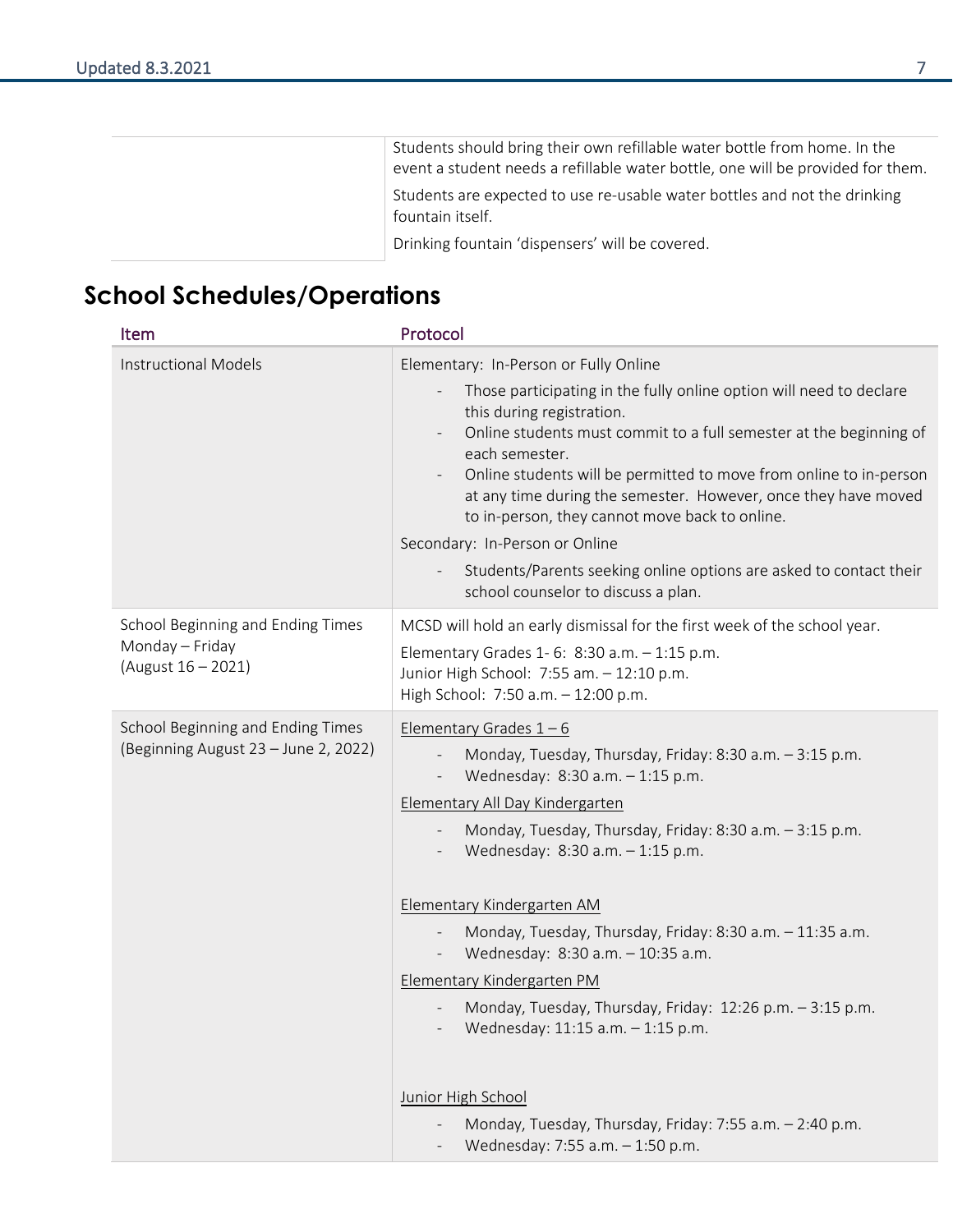| | |
|---|---|
| | Students should bring their own refillable water bottle from home. In the event a student needs a refillable water bottle, one will be provided for them.<br><br>Students are expected to use re-usable water bottles and not the drinking fountain itself.<br><br>Drinking fountain 'dispensers' will be covered. |

## School Schedules/Operations

| Item | Protocol |
|---|---|
| Instructional Models | Elementary: In-Person or Fully Online<br>- Those participating in the fully online option will need to declare this during registration.<br>- Online students must commit to a full semester at the beginning of each semester.<br>- Online students will be permitted to move from online to in-person at any time during the semester. However, once they have moved to in-person, they cannot move back to online.<br><br>Secondary: In-Person or Online<br>- Students/Parents seeking online options are asked to contact their school counselor to discuss a plan. |
| School Beginning and Ending Times<br>Monday – Friday<br>(August 16 – 2021) | MCSD will hold an early dismissal for the first week of the school year.<br><br>Elementary Grades 1- 6: 8:30 a.m. – 1:15 p.m.<br>Junior High School: 7:55 am. – 12:10 p.m.<br>High School: 7:50 a.m. – 12:00 p.m. |
| School Beginning and Ending Times<br>(Beginning August 23 – June 2, 2022) | Elementary Grades 1 – 6<br>- Monday, Tuesday, Thursday, Friday: 8:30 a.m. – 3:15 p.m.<br>- Wednesday: 8:30 a.m. – 1:15 p.m.<br><br>Elementary All Day Kindergarten<br>- Monday, Tuesday, Thursday, Friday: 8:30 a.m. – 3:15 p.m.<br>- Wednesday: 8:30 a.m. – 1:15 p.m.<br><br>Elementary Kindergarten AM<br>- Monday, Tuesday, Thursday, Friday: 8:30 a.m. – 11:35 a.m.<br>- Wednesday: 8:30 a.m. – 10:35 a.m.<br><br>Elementary Kindergarten PM<br>- Monday, Tuesday, Thursday, Friday: 12:26 p.m. – 3:15 p.m.<br>- Wednesday: 11:15 a.m. – 1:15 p.m.<br><br>Junior High School<br>- Monday, Tuesday, Thursday, Friday: 7:55 a.m. – 2:40 p.m.<br>- Wednesday: 7:55 a.m. – 1:50 p.m. |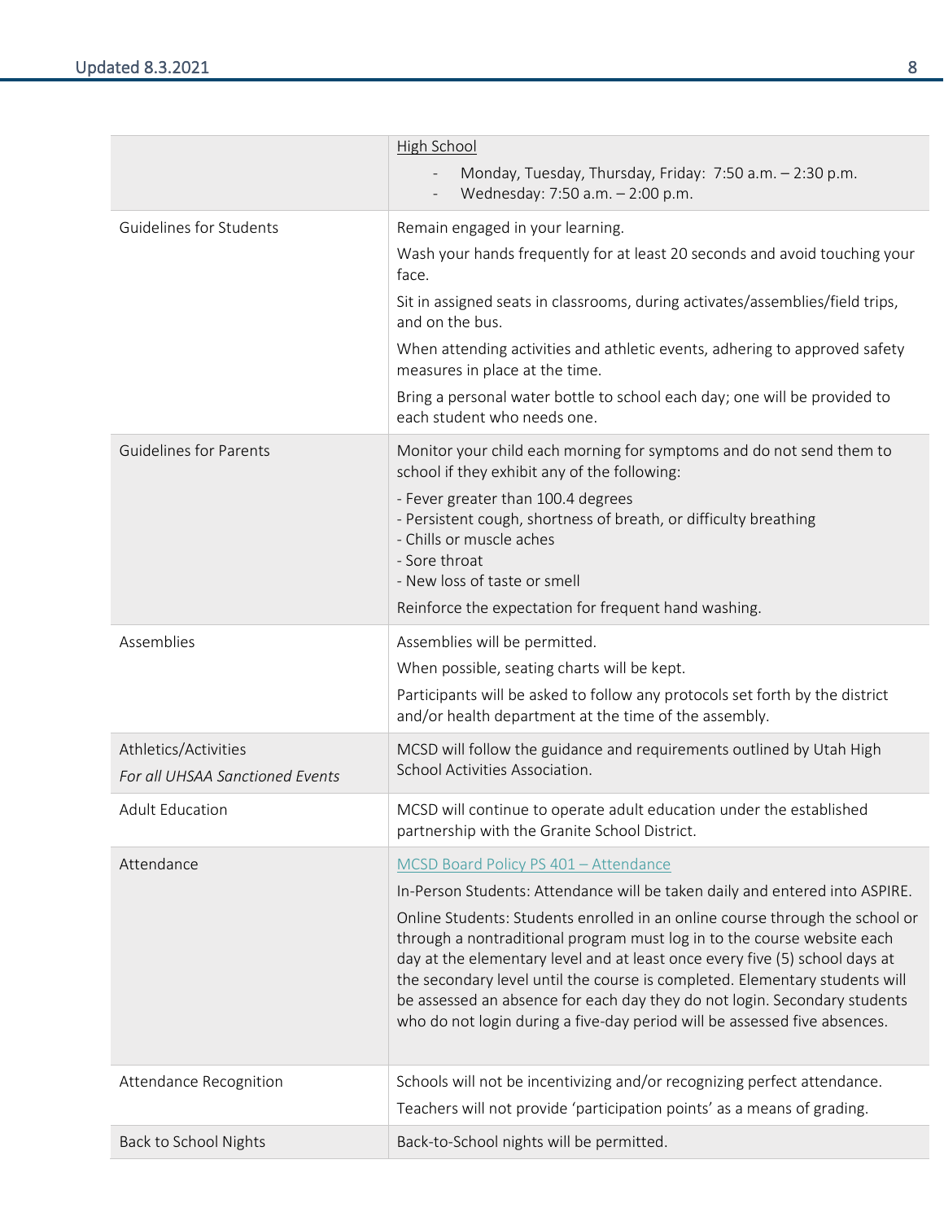| | |
|---|---|
| | High School<br>- Monday, Tuesday, Thursday, Friday: 7:50 a.m. – 2:30 p.m.<br>- Wednesday: 7:50 a.m. – 2:00 p.m. |
| Guidelines for Students | Remain engaged in your learning.<br>Wash your hands frequently for at least 20 seconds and avoid touching your face.<br>Sit in assigned seats in classrooms, during activates/assemblies/field trips, and on the bus.<br>When attending activities and athletic events, adhering to approved safety measures in place at the time.<br>Bring a personal water bottle to school each day; one will be provided to each student who needs one. |
| Guidelines for Parents | Monitor your child each morning for symptoms and do not send them to school if they exhibit any of the following:<br>- Fever greater than 100.4 degrees<br>- Persistent cough, shortness of breath, or difficulty breathing<br>- Chills or muscle aches<br>- Sore throat<br>- New loss of taste or smell<br>Reinforce the expectation for frequent hand washing. |
| Assemblies | Assemblies will be permitted.<br>When possible, seating charts will be kept.<br>Participants will be asked to follow any protocols set forth by the district and/or health department at the time of the assembly. |
| Athletics/Activities<br>*For all UHSAA Sanctioned Events* | MCSD will follow the guidance and requirements outlined by Utah High School Activities Association. |
| Adult Education | MCSD will continue to operate adult education under the established partnership with the Granite School District. |
| Attendance | MCSD Board Policy PS 401 – Attendance<br>In-Person Students: Attendance will be taken daily and entered into ASPIRE.<br>Online Students: Students enrolled in an online course through the school or through a nontraditional program must log in to the course website each day at the elementary level and at least once every five (5) school days at the secondary level until the course is completed. Elementary students will be assessed an absence for each day they do not login. Secondary students who do not login during a five-day period will be assessed five absences. |
| Attendance Recognition | Schools will not be incentivizing and/or recognizing perfect attendance.<br>Teachers will not provide 'participation points' as a means of grading. |
| Back to School Nights | Back-to-School nights will be permitted. |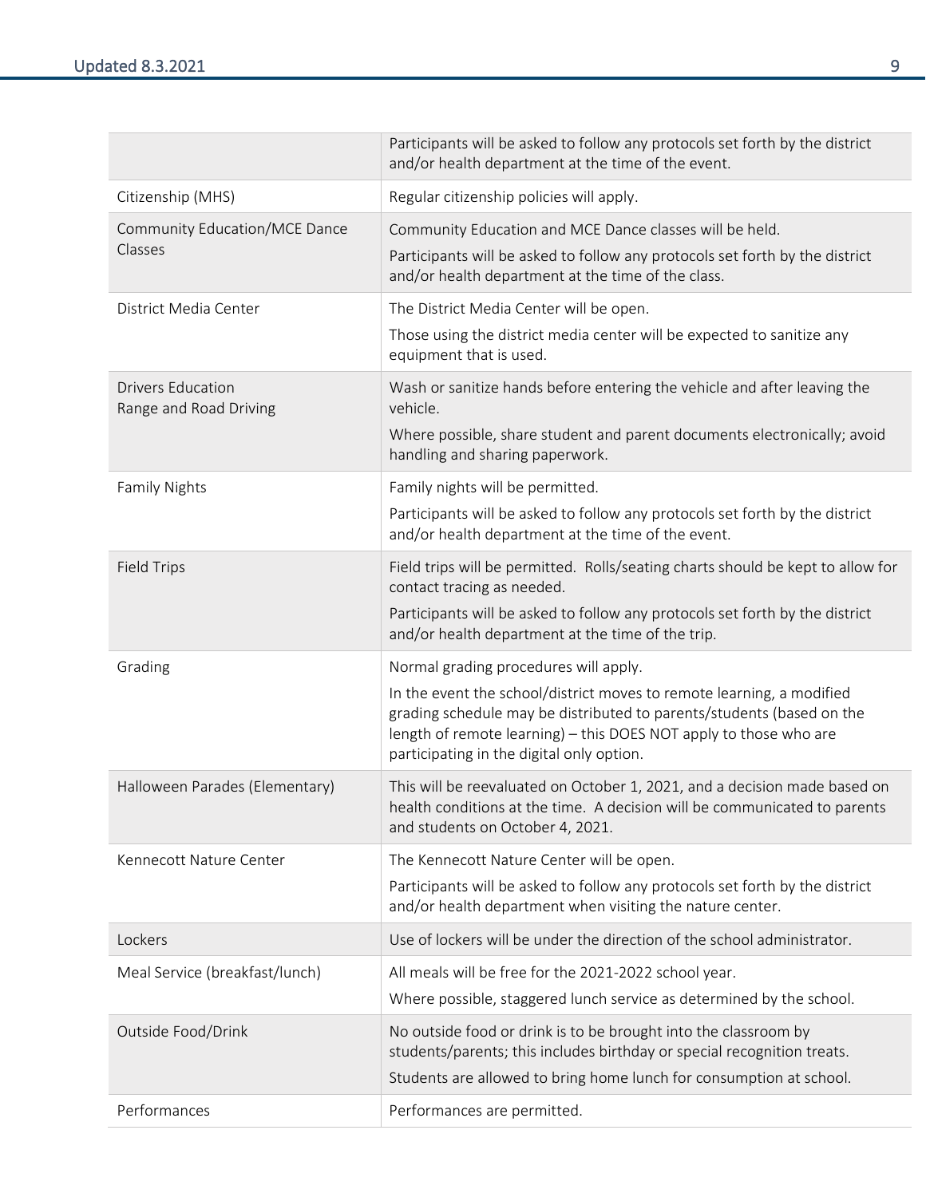| | |
|---|---|
| | Participants will be asked to follow any protocols set forth by the district and/or health department at the time of the event. |
| Citizenship (MHS) | Regular citizenship policies will apply. |
| Community Education/MCE Dance Classes | Community Education and MCE Dance classes will be held.<br>Participants will be asked to follow any protocols set forth by the district and/or health department at the time of the class. |
| District Media Center | The District Media Center will be open.<br>Those using the district media center will be expected to sanitize any equipment that is used. |
| Drivers Education Range and Road Driving | Wash or sanitize hands before entering the vehicle and after leaving the vehicle.<br>Where possible, share student and parent documents electronically; avoid handling and sharing paperwork. |
| Family Nights | Family nights will be permitted.<br>Participants will be asked to follow any protocols set forth by the district and/or health department at the time of the event. |
| Field Trips | Field trips will be permitted. Rolls/seating charts should be kept to allow for contact tracing as needed.<br>Participants will be asked to follow any protocols set forth by the district and/or health department at the time of the trip. |
| Grading | Normal grading procedures will apply.<br>In the event the school/district moves to remote learning, a modified grading schedule may be distributed to parents/students (based on the length of remote learning) – this DOES NOT apply to those who are participating in the digital only option. |
| Halloween Parades (Elementary) | This will be reevaluated on October 1, 2021, and a decision made based on health conditions at the time. A decision will be communicated to parents and students on October 4, 2021. |
| Kennecott Nature Center | The Kennecott Nature Center will be open.<br>Participants will be asked to follow any protocols set forth by the district and/or health department when visiting the nature center. |
| Lockers | Use of lockers will be under the direction of the school administrator. |
| Meal Service (breakfast/lunch) | All meals will be free for the 2021-2022 school year.<br>Where possible, staggered lunch service as determined by the school. |
| Outside Food/Drink | No outside food or drink is to be brought into the classroom by students/parents; this includes birthday or special recognition treats.<br>Students are allowed to bring home lunch for consumption at school. |
| Performances | Performances are permitted. |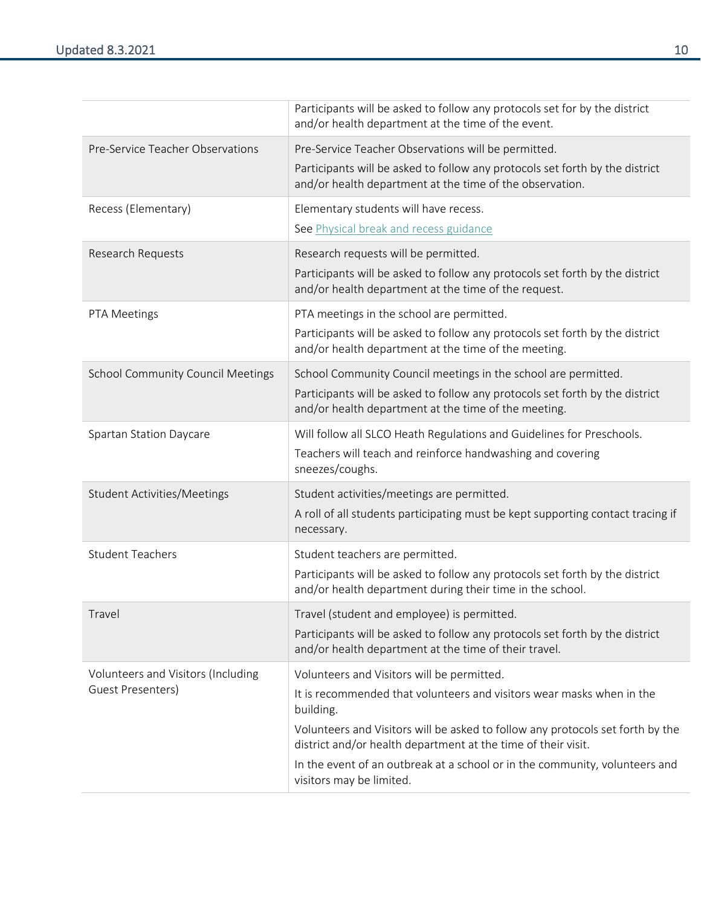| | |
|---|---|
| | Participants will be asked to follow any protocols set for by the district and/or health department at the time of the event. |
| Pre-Service Teacher Observations | Pre-Service Teacher Observations will be permitted.<br>Participants will be asked to follow any protocols set forth by the district and/or health department at the time of the observation. |
| Recess (Elementary) | Elementary students will have recess.<br>See [Physical break and recess guidance]() |
| Research Requests | Research requests will be permitted.<br>Participants will be asked to follow any protocols set forth by the district and/or health department at the time of the request. |
| PTA Meetings | PTA meetings in the school are permitted.<br>Participants will be asked to follow any protocols set forth by the district and/or health department at the time of the meeting. |
| School Community Council Meetings | School Community Council meetings in the school are permitted.<br>Participants will be asked to follow any protocols set forth by the district and/or health department at the time of the meeting. |
| Spartan Station Daycare | Will follow all SLCO Heath Regulations and Guidelines for Preschools.<br>Teachers will teach and reinforce handwashing and covering sneezes/coughs. |
| Student Activities/Meetings | Student activities/meetings are permitted.<br>A roll of all students participating must be kept supporting contact tracing if necessary. |
| Student Teachers | Student teachers are permitted.<br>Participants will be asked to follow any protocols set forth by the district and/or health department during their time in the school. |
| Travel | Travel (student and employee) is permitted.<br>Participants will be asked to follow any protocols set forth by the district and/or health department at the time of their travel. |
| Volunteers and Visitors (Including Guest Presenters) | Volunteers and Visitors will be permitted.<br>It is recommended that volunteers and visitors wear masks when in the building.<br>Volunteers and Visitors will be asked to follow any protocols set forth by the district and/or health department at the time of their visit.<br>In the event of an outbreak at a school or in the community, volunteers and visitors may be limited. |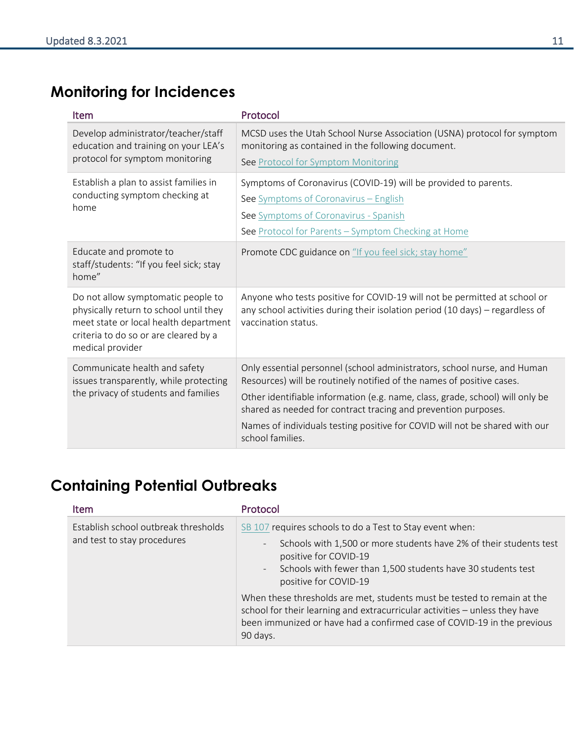## Monitoring for Incidences

| Item | Protocol |
|---|---|
| Develop administrator/teacher/staff education and training on your LEA's protocol for symptom monitoring | MCSD uses the Utah School Nurse Association (USNA) protocol for symptom monitoring as contained in the following document. See Protocol for Symptom Monitoring |
| Establish a plan to assist families in conducting symptom checking at home | Symptoms of Coronavirus (COVID-19) will be provided to parents. See Symptoms of Coronavirus – English See Symptoms of Coronavirus - Spanish See Protocol for Parents – Symptom Checking at Home |
| Educate and promote to staff/students: "If you feel sick; stay home" | Promote CDC guidance on "If you feel sick; stay home" |
| Do not allow symptomatic people to physically return to school until they meet state or local health department criteria to do so or are cleared by a medical provider | Anyone who tests positive for COVID-19 will not be permitted at school or any school activities during their isolation period (10 days) – regardless of vaccination status. |
| Communicate health and safety issues transparently, while protecting the privacy of students and families | Only essential personnel (school administrators, school nurse, and Human Resources) will be routinely notified of the names of positive cases. Other identifiable information (e.g. name, class, grade, school) will only be shared as needed for contract tracing and prevention purposes. Names of individuals testing positive for COVID will not be shared with our school families. |

## Containing Potential Outbreaks

| Item | Protocol |
|---|---|
| Establish school outbreak thresholds and test to stay procedures | SB 107 requires schools to do a Test to Stay event when: - Schools with 1,500 or more students have 2% of their students test positive for COVID-19 - Schools with fewer than 1,500 students have 30 students test positive for COVID-19 When these thresholds are met, students must be tested to remain at the school for their learning and extracurricular activities – unless they have been immunized or have had a confirmed case of COVID-19 in the previous 90 days. |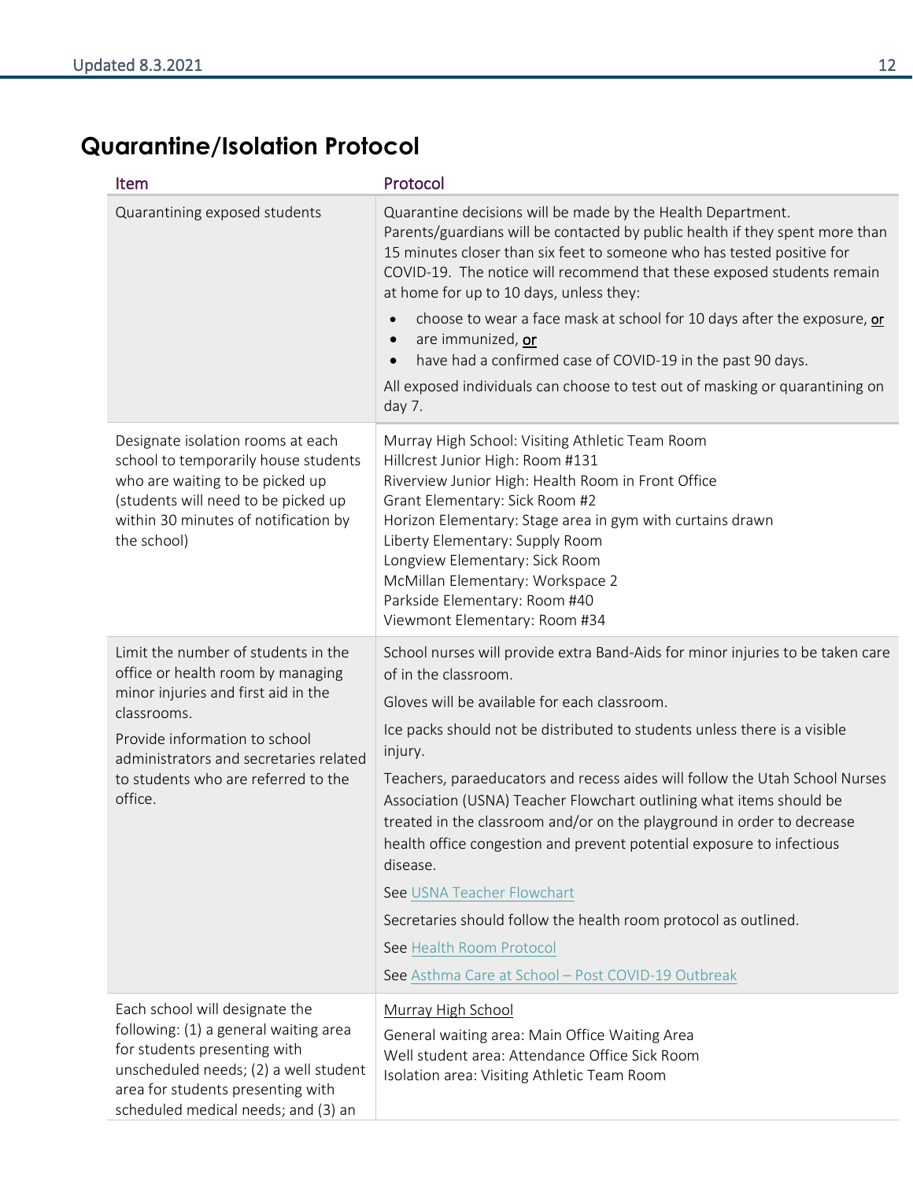## Quarantine/Isolation Protocol

| Item | Protocol |
|---|---|
| Quarantining exposed students | Quarantine decisions will be made by the Health Department. Parents/guardians will be contacted by public health if they spent more than 15 minutes closer than six feet to someone who has tested positive for COVID-19. The notice will recommend that these exposed students remain at home for up to 10 days, unless they:<br>• choose to wear a face mask at school for 10 days after the exposure, **or**<br>• are immunized, **or**<br>• have had a confirmed case of COVID-19 in the past 90 days.<br>All exposed individuals can choose to test out of masking or quarantining on day 7. |
| Designate isolation rooms at each school to temporarily house students who are waiting to be picked up (students will need to be picked up within 30 minutes of notification by the school) | Murray High School: Visiting Athletic Team Room<br>Hillcrest Junior High: Room #131<br>Riverview Junior High: Health Room in Front Office<br>Grant Elementary: Sick Room #2<br>Horizon Elementary: Stage area in gym with curtains drawn<br>Liberty Elementary: Supply Room<br>Longview Elementary: Sick Room<br>McMillan Elementary: Workspace 2<br>Parkside Elementary: Room #40<br>Viewmont Elementary: Room #34 |
| Limit the number of students in the office or health room by managing minor injuries and first aid in the classrooms.<br>Provide information to school administrators and secretaries related to students who are referred to the office. | School nurses will provide extra Band-Aids for minor injuries to be taken care of in the classroom.<br>Gloves will be available for each classroom.<br>Ice packs should not be distributed to students unless there is a visible injury.<br>Teachers, paraeducators and recess aides will follow the Utah School Nurses Association (USNA) Teacher Flowchart outlining what items should be treated in the classroom and/or on the playground in order to decrease health office congestion and prevent potential exposure to infectious disease.<br>See USNA Teacher Flowchart<br>Secretaries should follow the health room protocol as outlined.<br>See Health Room Protocol<br>See Asthma Care at School – Post COVID-19 Outbreak |
| Each school will designate the following: (1) a general waiting area for students presenting with unscheduled needs; (2) a well student area for students presenting with scheduled medical needs; and (3) an | Murray High School<br>General waiting area: Main Office Waiting Area<br>Well student area: Attendance Office Sick Room<br>Isolation area: Visiting Athletic Team Room |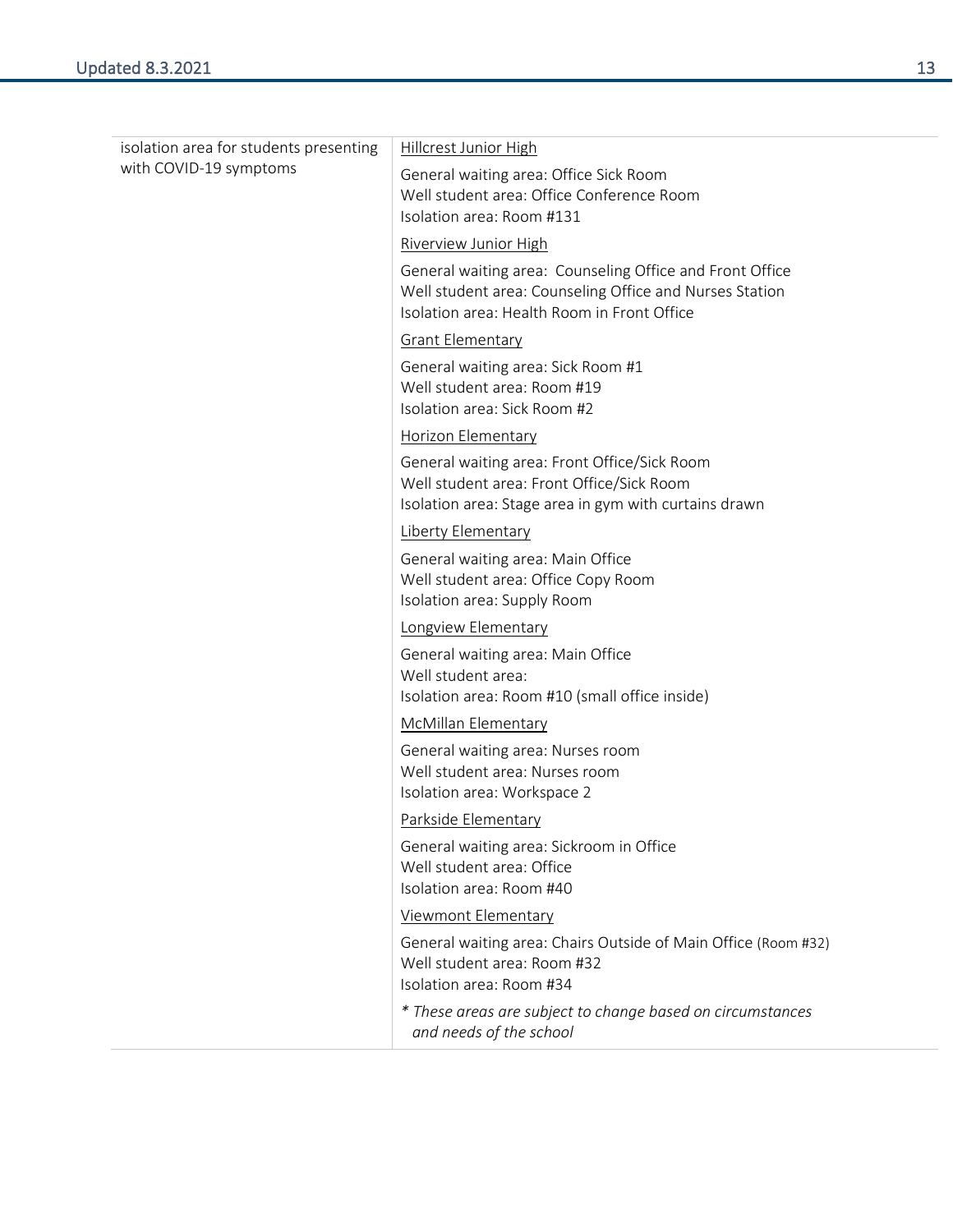| | |
|---|---|
| isolation area for students presenting with COVID-19 symptoms | <u>Hillcrest Junior High</u><br>General waiting area: Office Sick Room<br>Well student area: Office Conference Room<br>Isolation area: Room #131<br><u>Riverview Junior High</u><br>General waiting area: Counseling Office and Front Office<br>Well student area: Counseling Office and Nurses Station<br>Isolation area: Health Room in Front Office<br><u>Grant Elementary</u><br>General waiting area: Sick Room #1<br>Well student area: Room #19<br>Isolation area: Sick Room #2<br><u>Horizon Elementary</u><br>General waiting area: Front Office/Sick Room<br>Well student area: Front Office/Sick Room<br>Isolation area: Stage area in gym with curtains drawn<br><u>Liberty Elementary</u><br>General waiting area: Main Office<br>Well student area: Office Copy Room<br>Isolation area: Supply Room<br><u>Longview Elementary</u><br>General waiting area: Main Office<br>Well student area:<br>Isolation area: Room #10 (small office inside)<br><u>McMillan Elementary</u><br>General waiting area: Nurses room<br>Well student area: Nurses room<br>Isolation area: Workspace 2<br><u>Parkside Elementary</u><br>General waiting area: Sickroom in Office<br>Well student area: Office<br>Isolation area: Room #40<br><u>Viewmont Elementary</u><br>General waiting area: Chairs Outside of Main Office (Room #32)<br>Well student area: Room #32<br>Isolation area: Room #34<br>*\* These areas are subject to change based on circumstances and needs of the school* |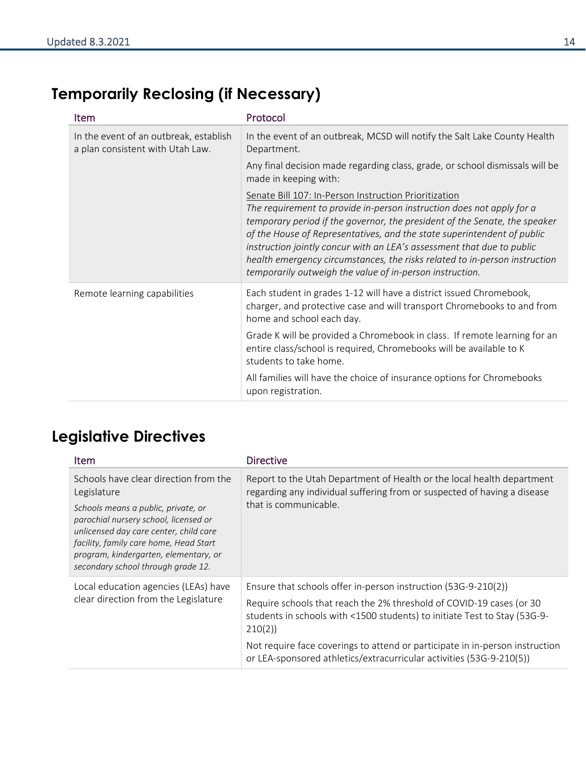## Temporarily Reclosing (if Necessary)

| Item | Protocol |
| --- | --- |
| In the event of an outbreak, establish a plan consistent with Utah Law. | In the event of an outbreak, MCSD will notify the Salt Lake County Health Department.<br><br>Any final decision made regarding class, grade, or school dismissals will be made in keeping with:<br><br><u>Senate Bill 107: In-Person Instruction Prioritization</u><br>*The requirement to provide in-person instruction does not apply for a temporary period if the governor, the president of the Senate, the speaker of the House of Representatives, and the state superintendent of public instruction jointly concur with an LEA's assessment that due to public health emergency circumstances, the risks related to in-person instruction temporarily outweigh the value of in-person instruction.* |
| Remote learning capabilities | Each student in grades 1-12 will have a district issued Chromebook, charger, and protective case and will transport Chromebooks to and from home and school each day.<br><br>Grade K will be provided a Chromebook in class. If remote learning for an entire class/school is required, Chromebooks will be available to K students to take home.<br><br>All families will have the choice of insurance options for Chromebooks upon registration. |

## Legislative Directives

| Item | Directive |
| --- | --- |
| Schools have clear direction from the Legislature<br><br>*Schools means a public, private, or parochial nursery school, licensed or unlicensed day care center, child care facility, family care home, Head Start program, kindergarten, elementary, or secondary school through grade 12.* | Report to the Utah Department of Health or the local health department regarding any individual suffering from or suspected of having a disease that is communicable. |
| Local education agencies (LEAs) have clear direction from the Legislature | Ensure that schools offer in-person instruction (53G-9-210(2))<br><br>Require schools that reach the 2% threshold of COVID-19 cases (or 30 students in schools with <1500 students) to initiate Test to Stay (53G-9-210(2))<br><br>Not require face coverings to attend or participate in in-person instruction or LEA-sponsored athletics/extracurricular activities (53G-9-210(5)) |